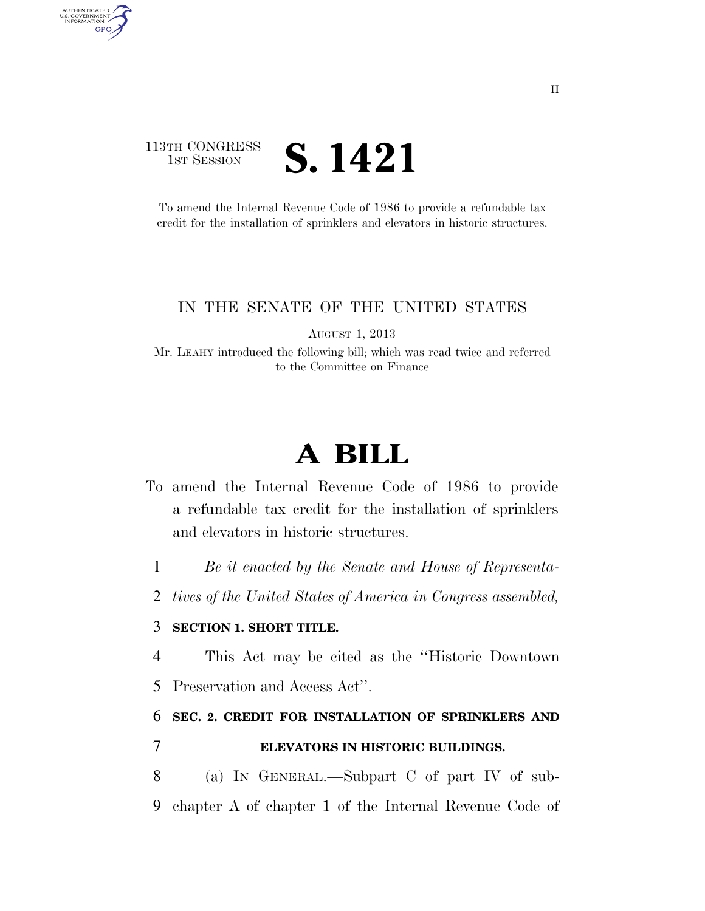113TH CONGRESS
1ST SESSION

# S. 1421

To amend the Internal Revenue Code of 1986 to provide a refundable tax credit for the installation of sprinklers and elevators in historic structures.

IN THE SENATE OF THE UNITED STATES

AUGUST 1, 2013

Mr. LEAHY introduced the following bill; which was read twice and referred to the Committee on Finance

# A BILL

To amend the Internal Revenue Code of 1986 to provide a refundable tax credit for the installation of sprinklers and elevators in historic structures.

1 *Be it enacted by the Senate and House of Representa-*
2 *tives of the United States of America in Congress assembled,*

3 **SECTION 1. SHORT TITLE.**

4 This Act may be cited as the ''Historic Downtown
5 Preservation and Access Act''.

6 **SEC. 2. CREDIT FOR INSTALLATION OF SPRINKLERS AND**
7 **ELEVATORS IN HISTORIC BUILDINGS.**

8 (a) IN GENERAL.—Subpart C of part IV of sub-
9 chapter A of chapter 1 of the Internal Revenue Code of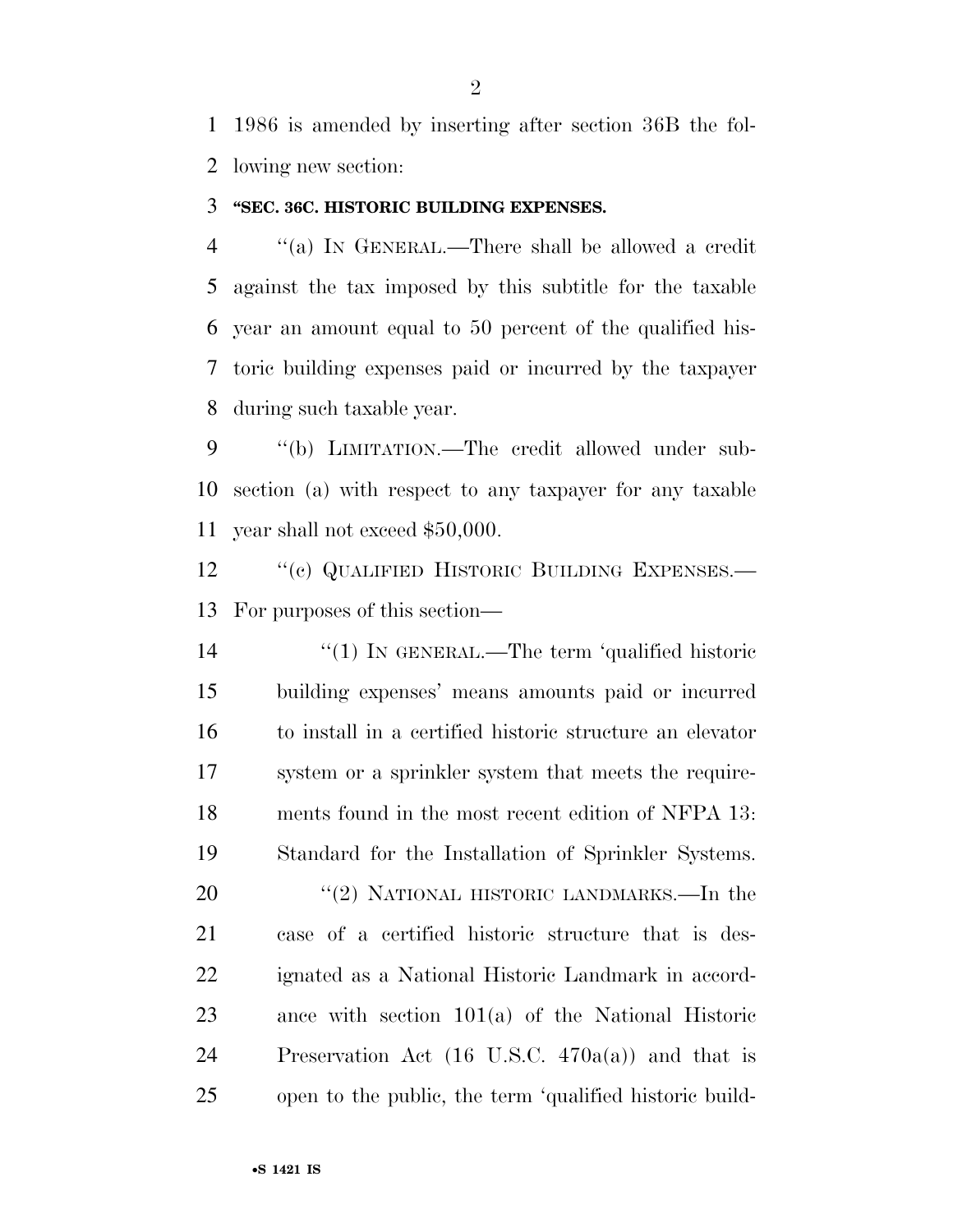1986 is amended by inserting after section 36B the following new section:

**"SEC. 36C. HISTORIC BUILDING EXPENSES.**

"(a) IN GENERAL.—There shall be allowed a credit against the tax imposed by this subtitle for the taxable year an amount equal to 50 percent of the qualified historic building expenses paid or incurred by the taxpayer during such taxable year.

"(b) LIMITATION.—The credit allowed under subsection (a) with respect to any taxpayer for any taxable year shall not exceed $50,000.

"(c) QUALIFIED HISTORIC BUILDING EXPENSES.—For purposes of this section—

"(1) IN GENERAL.—The term 'qualified historic building expenses' means amounts paid or incurred to install in a certified historic structure an elevator system or a sprinkler system that meets the requirements found in the most recent edition of NFPA 13: Standard for the Installation of Sprinkler Systems.

"(2) NATIONAL HISTORIC LANDMARKS.—In the case of a certified historic structure that is designated as a National Historic Landmark in accordance with section 101(a) of the National Historic Preservation Act (16 U.S.C. 470a(a)) and that is open to the public, the term 'qualified historic build-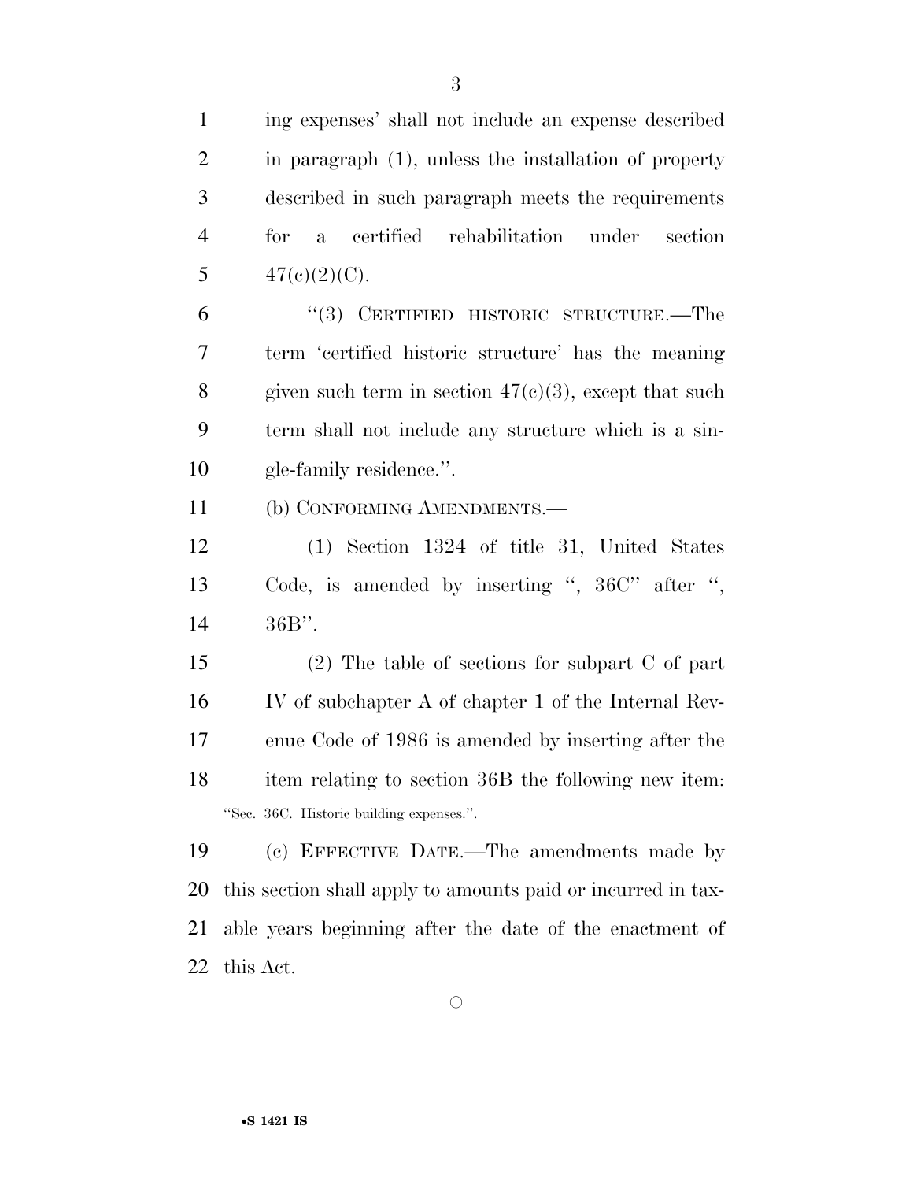ing expenses' shall not include an expense described in paragraph (1), unless the installation of property described in such paragraph meets the requirements for a certified rehabilitation under section 47(c)(2)(C).

"(3) CERTIFIED HISTORIC STRUCTURE.—The term 'certified historic structure' has the meaning given such term in section 47(c)(3), except that such term shall not include any structure which is a single-family residence.".

(b) CONFORMING AMENDMENTS.—

(1) Section 1324 of title 31, United States Code, is amended by inserting ", 36C" after ", 36B".

(2) The table of sections for subpart C of part IV of subchapter A of chapter 1 of the Internal Revenue Code of 1986 is amended by inserting after the item relating to section 36B the following new item:

"Sec. 36C. Historic building expenses.".

(c) EFFECTIVE DATE.—The amendments made by this section shall apply to amounts paid or incurred in taxable years beginning after the date of the enactment of this Act.

○